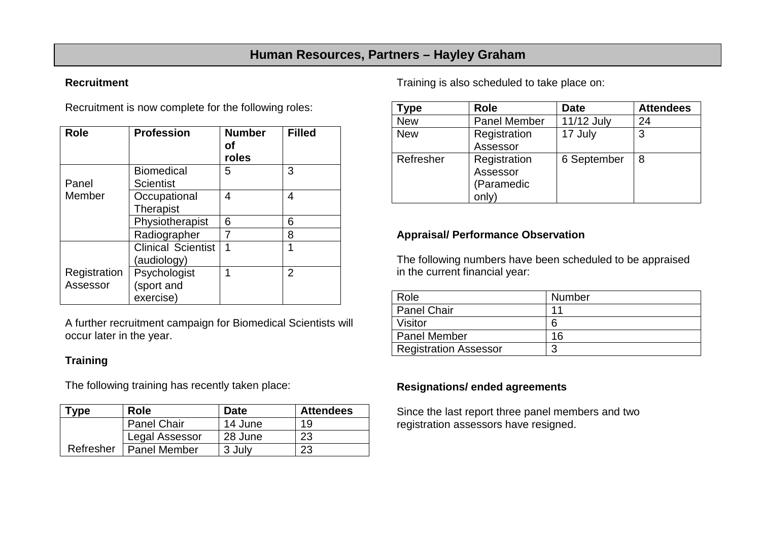# Human Resources, Partners – Hayley Graham

**Recruitment**

Recruitment is now complete for the following roles:

| Role | Profession | Number of roles | Filled |
|---|---|---|---|
| Panel Member | Biomedical Scientist | 5 | 3 |
| | Occupational Therapist | 4 | 4 |
| | Physiotherapist | 6 | 6 |
| | Radiographer | 7 | 8 |
| Registration Assessor | Clinical Scientist (audiology) | 1 | 1 |
| | Psychologist (sport and exercise) | 1 | 2 |

A further recruitment campaign for Biomedical Scientists will occur later in the year.

**Training**

The following training has recently taken place:

| Type | Role | Date | Attendees |
|---|---|---|---|
| Refresher | Panel Chair | 14 June | 19 |
| | Legal Assessor | 28 June | 23 |
| | Panel Member | 3 July | 23 |

Training is also scheduled to take place on:

| Type | Role | Date | Attendees |
|---|---|---|---|
| New | Panel Member | 11/12 July | 24 |
| New | Registration Assessor | 17 July | 3 |
| Refresher | Registration Assessor (Paramedic only) | 6 September | 8 |

**Appraisal/ Performance Observation**

The following numbers have been scheduled to be appraised in the current financial year:

| Role | Number |
|---|---|
| Panel Chair | 11 |
| Visitor | 6 |
| Panel Member | 16 |
| Registration Assessor | 3 |

**Resignations/ ended agreements**

Since the last report three panel members and two registration assessors have resigned.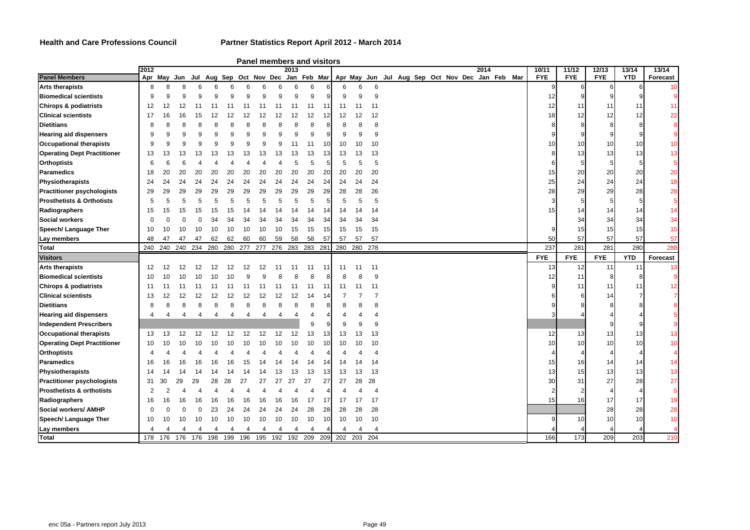**Health and Care Professions Council** — **Partner Statistics Report April 2012 - March 2014**

## Panel members and visitors

| Panel Members | 2012 Apr | May | Jun | Jul | Aug | Sep | Oct | Nov | Dec | 2013 Jan | Feb | Mar | Apr | May | Jun | Jul | Aug | Sep | Oct | Nov | Dec | 2014 Jan | Feb | Mar | 10/11 FYE | 11/12 FYE | 12/13 FYE | 13/14 YTD | 13/14 Forecast |
|---|---|---|---|---|---|---|---|---|---|---|---|---|---|---|---|---|---|---|---|---|---|---|---|---|---|---|---|---|---|
| Arts therapists | 8 | 8 | 8 | 6 | 6 | 6 | 6 | 6 | 6 | 6 | 6 | 6 | 6 | 6 | 6 | | | | | | | | | | 9 | 6 | 6 | 6 | 10 |
| Biomedical scientists | 9 | 9 | 9 | 9 | 9 | 9 | 9 | 9 | 9 | 9 | 9 | 9 | 9 | 9 | 9 | | | | | | | | | | 12 | 9 | 9 | 9 | 9 |
| Chirops & podiatrists | 12 | 12 | 12 | 11 | 11 | 11 | 11 | 11 | 11 | 11 | 11 | 11 | 11 | 11 | 11 | | | | | | | | | | 12 | 11 | 11 | 11 | 11 |
| Clinical scientists | 17 | 16 | 16 | 15 | 12 | 12 | 12 | 12 | 12 | 12 | 12 | 12 | 12 | 12 | 12 | | | | | | | | | | 18 | 12 | 12 | 12 | 22 |
| Dietitians | 8 | 8 | 8 | 8 | 8 | 8 | 8 | 8 | 8 | 8 | 8 | 8 | 8 | 8 | 8 | | | | | | | | | | 8 | 8 | 8 | 8 | 8 |
| Hearing aid dispensers | 9 | 9 | 9 | 9 | 9 | 9 | 9 | 9 | 9 | 9 | 9 | 9 | 9 | 9 | 9 | | | | | | | | | | 9 | 9 | 9 | 9 | 9 |
| Occupational therapists | 9 | 9 | 9 | 9 | 9 | 9 | 9 | 9 | 9 | 11 | 11 | 10 | 10 | 10 | 10 | | | | | | | | | | 10 | 10 | 10 | 10 | 10 |
| Operating Dept Practitioner | 13 | 13 | 13 | 13 | 13 | 13 | 13 | 13 | 13 | 13 | 13 | 13 | 13 | 13 | 13 | | | | | | | | | | 8 | 13 | 13 | 13 | 13 |
| Orthoptists | 6 | 6 | 6 | 4 | 4 | 4 | 4 | 4 | 4 | 5 | 5 | 5 | 5 | 5 | 5 | | | | | | | | | | 6 | 5 | 5 | 5 | 5 |
| Paramedics | 18 | 20 | 20 | 20 | 20 | 20 | 20 | 20 | 20 | 20 | 20 | 20 | 20 | 20 | 20 | | | | | | | | | | 15 | 20 | 20 | 20 | 20 |
| Physiotherapists | 24 | 24 | 24 | 24 | 24 | 24 | 24 | 24 | 24 | 24 | 24 | 24 | 24 | 24 | 24 | | | | | | | | | | 25 | 24 | 24 | 24 | 18 |
| Practitioner psychologists | 29 | 29 | 29 | 29 | 29 | 29 | 29 | 29 | 29 | 29 | 29 | 29 | 28 | 28 | 26 | | | | | | | | | | 28 | 29 | 29 | 28 | 28 |
| Prosthetists & Orthotists | 5 | 5 | 5 | 5 | 5 | 5 | 5 | 5 | 5 | 5 | 5 | 5 | 5 | 5 | 5 | | | | | | | | | | 3 | 5 | 5 | 5 | 5 |
| Radiographers | 15 | 15 | 15 | 15 | 15 | 15 | 14 | 14 | 14 | 14 | 14 | 14 | 14 | 14 | 14 | | | | | | | | | | 15 | 14 | 14 | 14 | 14 |
| Social workers | 0 | 0 | 0 | 0 | 34 | 34 | 34 | 34 | 34 | 34 | 34 | 34 | 34 | 34 | 34 | | | | | | | | | | | 34 | 34 | 34 | 34 |
| Speech/ Language Ther | 10 | 10 | 10 | 10 | 10 | 10 | 10 | 10 | 10 | 15 | 15 | 15 | 15 | 15 | 15 | | | | | | | | | | 9 | 15 | 15 | 15 | 15 |
| Lay members | 48 | 47 | 47 | 47 | 62 | 62 | 60 | 60 | 59 | 58 | 58 | 57 | 57 | 57 | 57 | | | | | | | | | | 50 | 57 | 57 | 57 | 57 |
| **Total** | 240 | 240 | 240 | 234 | 280 | 280 | 277 | 277 | 276 | 283 | 283 | 281 | 280 | 280 | 278 | | | | | | | | | | 237 | 281 | 281 | 280 | 288 |
| **Visitors** | | | | | | | | | | | | | | | | | | | | | | | | | FYE | FYE | FYE | YTD | Forecast |
| Arts therapists | 12 | 12 | 12 | 12 | 12 | 12 | 12 | 12 | 11 | 11 | 11 | 11 | 11 | 11 | 11 | | | | | | | | | | 13 | 12 | 11 | 11 | 13 |
| Biomedical scientists | 10 | 10 | 10 | 10 | 10 | 10 | 9 | 9 | 8 | 8 | 8 | 8 | 8 | 8 | 9 | | | | | | | | | | 12 | 11 | 8 | 8 | 9 |
| Chirops & podiatrists | 11 | 11 | 11 | 11 | 11 | 11 | 11 | 11 | 11 | 11 | 11 | 11 | 11 | 11 | 11 | | | | | | | | | | 9 | 11 | 11 | 11 | 12 |
| Clinical scientists | 13 | 12 | 12 | 12 | 12 | 12 | 12 | 12 | 12 | 12 | 14 | 14 | 7 | 7 | 7 | | | | | | | | | | 6 | 6 | 14 | 7 | 7 |
| Dietitians | 8 | 8 | 8 | 8 | 8 | 8 | 8 | 8 | 8 | 8 | 8 | 8 | 8 | 8 | 8 | | | | | | | | | | 9 | 8 | 8 | 8 | 8 |
| Hearing aid dispensers | 4 | 4 | 4 | 4 | 4 | 4 | 4 | 4 | 4 | 4 | 4 | 4 | 4 | 4 | 4 | | | | | | | | | | 3 | 4 | 4 | 4 | 5 |
| Independent Prescribers | | | | | | | | | | | 9 | 9 | 9 | 9 | 9 | | | | | | | | | | | | 9 | 9 | 9 |
| Occupational therapists | 13 | 13 | 12 | 12 | 12 | 12 | 12 | 12 | 12 | 12 | 13 | 13 | 13 | 13 | 13 | | | | | | | | | | 12 | 13 | 13 | 13 | 13 |
| Operating Dept Practitioner | 10 | 10 | 10 | 10 | 10 | 10 | 10 | 10 | 10 | 10 | 10 | 10 | 10 | 10 | 10 | | | | | | | | | | 10 | 10 | 10 | 10 | 10 |
| Orthoptists | 4 | 4 | 4 | 4 | 4 | 4 | 4 | 4 | 4 | 4 | 4 | 4 | 4 | 4 | 4 | | | | | | | | | | 4 | 4 | 4 | 4 | 4 |
| Paramedics | 16 | 16 | 16 | 16 | 16 | 16 | 15 | 14 | 14 | 14 | 14 | 14 | 14 | 14 | 14 | | | | | | | | | | 15 | 16 | 14 | 14 | 14 |
| Physiotherapists | 14 | 14 | 14 | 14 | 14 | 14 | 14 | 14 | 13 | 13 | 13 | 13 | 13 | 13 | 13 | | | | | | | | | | 13 | 15 | 13 | 13 | 13 |
| Practitioner psychologists | 31 | 30 | 29 | 29 | 28 | 28 | 27 | 27 | 27 | 27 | 27 | 27 | 27 | 28 | 28 | | | | | | | | | | 30 | 31 | 27 | 28 | 27 |
| Prosthetists & orthotists | 2 | 2 | 4 | 4 | 4 | 4 | 4 | 4 | 4 | 4 | 4 | 4 | 4 | 4 | 4 | | | | | | | | | | 2 | 2 | 4 | 4 | 5 |
| Radiographers | 16 | 16 | 16 | 16 | 16 | 16 | 16 | 16 | 16 | 16 | 17 | 17 | 17 | 17 | 17 | | | | | | | | | | 15 | 16 | 17 | 17 | 19 |
| Social workers/ AMHP | 0 | 0 | 0 | 0 | 23 | 24 | 24 | 24 | 24 | 24 | 28 | 28 | 28 | 28 | 28 | | | | | | | | | | | | 28 | 28 | 28 |
| Speech/ Language Ther | 10 | 10 | 10 | 10 | 10 | 10 | 10 | 10 | 10 | 10 | 10 | 10 | 10 | 10 | 10 | | | | | | | | | | 9 | 10 | 10 | 10 | 10 |
| Lay members | 4 | 4 | 4 | 4 | 4 | 4 | 4 | 4 | 4 | 4 | 4 | 4 | 4 | 4 | 4 | | | | | | | | | | 4 | 4 | 4 | 4 | 4 |
| **Total** | 178 | 176 | 176 | 176 | 198 | 199 | 196 | 195 | 192 | 192 | 209 | 209 | 202 | 203 | 204 | | | | | | | | | | 166 | 173 | 209 | 203 | 210 |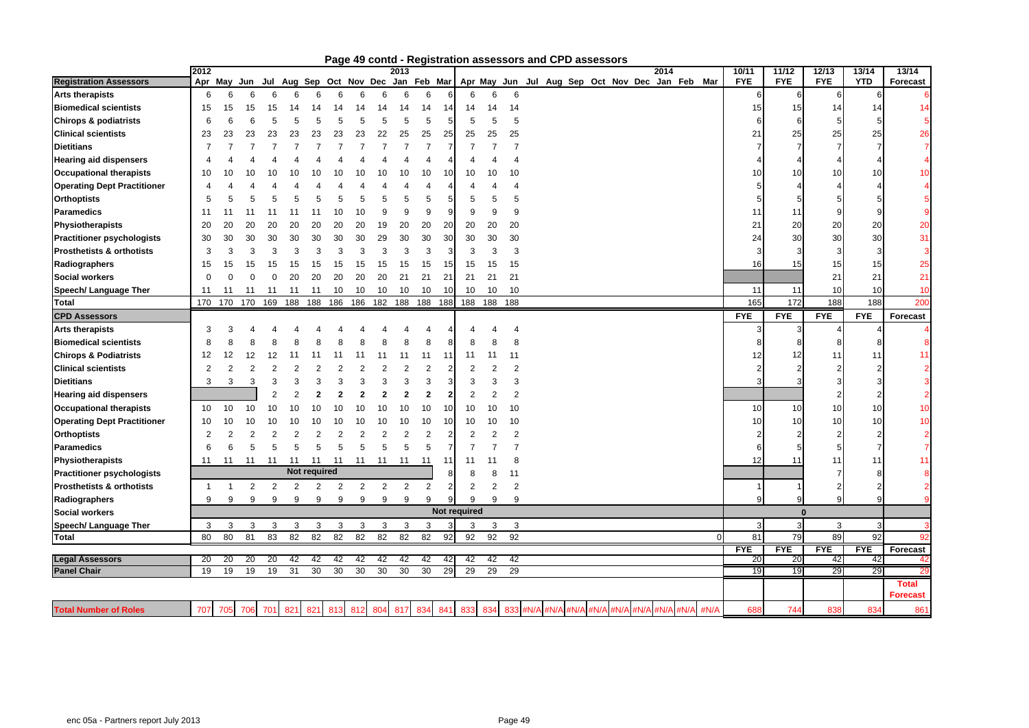## Page 49 contd - Registration assessors and CPD assessors

| | 2012 | | | | | | | | | 2013 | | | | | | | | | | | | 2014 | | | 10/11 | 11/12 | 12/13 | 13/14 | 13/14 |
|---|---|---|---|---|---|---|---|---|---|---|---|---|---|---|---|---|---|---|---|---|---|---|---|---|---|---|---|---|---|
| **Registration Assessors** | Apr | May | Jun | Jul | Aug | Sep | Oct | Nov | Dec | Jan | Feb | Mar | Apr | May | Jun | Jul | Aug | Sep | Oct | Nov | Dec | Jan | Feb | Mar | FYE | FYE | FYE | YTD | Forecast |
| **Arts therapists** | 6 | 6 | 6 | 6 | 6 | 6 | 6 | 6 | 6 | 6 | 6 | 6 | 6 | 6 | 6 | | | | | | | | | | 6 | 6 | 6 | 6 | 6 |
| **Biomedical scientists** | 15 | 15 | 15 | 15 | 14 | 14 | 14 | 14 | 14 | 14 | 14 | 14 | 14 | 14 | 14 | | | | | | | | | | 15 | 15 | 14 | 14 | 14 |
| **Chirops & podiatrists** | 6 | 6 | 6 | 5 | 5 | 5 | 5 | 5 | 5 | 5 | 5 | 5 | 5 | 5 | 5 | | | | | | | | | | 6 | 6 | 5 | 5 | 5 |
| **Clinical scientists** | 23 | 23 | 23 | 23 | 23 | 23 | 23 | 23 | 22 | 25 | 25 | 25 | 25 | 25 | 25 | | | | | | | | | | 21 | 25 | 25 | 25 | 26 |
| **Dietitians** | 7 | 7 | 7 | 7 | 7 | 7 | 7 | 7 | 7 | 7 | 7 | 7 | 7 | 7 | 7 | | | | | | | | | | 7 | 7 | 7 | 7 | 7 |
| **Hearing aid dispensers** | 4 | 4 | 4 | 4 | 4 | 4 | 4 | 4 | 4 | 4 | 4 | 4 | 4 | 4 | 4 | | | | | | | | | | 4 | 4 | 4 | 4 | 4 |
| **Occupational therapists** | 10 | 10 | 10 | 10 | 10 | 10 | 10 | 10 | 10 | 10 | 10 | 10 | 10 | 10 | 10 | | | | | | | | | | 10 | 10 | 10 | 10 | 10 |
| **Operating Dept Practitioner** | 4 | 4 | 4 | 4 | 4 | 4 | 4 | 4 | 4 | 4 | 4 | 4 | 4 | 4 | 4 | | | | | | | | | | 5 | 4 | 4 | 4 | 4 |
| **Orthoptists** | 5 | 5 | 5 | 5 | 5 | 5 | 5 | 5 | 5 | 5 | 5 | 5 | 5 | 5 | 5 | | | | | | | | | | 5 | 5 | 5 | 5 | 5 |
| **Paramedics** | 11 | 11 | 11 | 11 | 11 | 11 | 10 | 10 | 9 | 9 | 9 | 9 | 9 | 9 | 9 | | | | | | | | | | 11 | 11 | 9 | 9 | 9 |
| **Physiotherapists** | 20 | 20 | 20 | 20 | 20 | 20 | 20 | 20 | 19 | 20 | 20 | 20 | 20 | 20 | 20 | | | | | | | | | | 21 | 20 | 20 | 20 | 20 |
| **Practitioner psychologists** | 30 | 30 | 30 | 30 | 30 | 30 | 30 | 30 | 29 | 30 | 30 | 30 | 30 | 30 | 30 | | | | | | | | | | 24 | 30 | 30 | 30 | 31 |
| **Prosthetists & orthotists** | 3 | 3 | 3 | 3 | 3 | 3 | 3 | 3 | 3 | 3 | 3 | 3 | 3 | 3 | 3 | | | | | | | | | | 3 | 3 | 3 | 3 | 3 |
| **Radiographers** | 15 | 15 | 15 | 15 | 15 | 15 | 15 | 15 | 15 | 15 | 15 | 15 | 15 | 15 | 15 | | | | | | | | | | 16 | 15 | 15 | 15 | 25 |
| **Social workers** | 0 | 0 | 0 | 0 | 20 | 20 | 20 | 20 | 20 | 21 | 21 | 21 | 21 | 21 | 21 | | | | | | | | | | | | 21 | 21 | 21 |
| **Speech/ Language Ther** | 11 | 11 | 11 | 11 | 11 | 11 | 10 | 10 | 10 | 10 | 10 | 10 | 10 | 10 | 10 | | | | | | | | | | 11 | 11 | 10 | 10 | 10 |
| **Total** | 170 | 170 | 170 | 169 | 188 | 188 | 186 | 186 | 182 | 188 | 188 | 188 | 188 | 188 | 188 | | | | | | | | | | 165 | 172 | 188 | 188 | 200 |
| **CPD Assessors** | | | | | | | | | | | | | | | | | | | | | | | | | FYE | FYE | FYE | FYE | Forecast |
| **Arts therapists** | 3 | 3 | 4 | 4 | 4 | 4 | 4 | 4 | 4 | 4 | 4 | 4 | 4 | 4 | 4 | | | | | | | | | | 3 | 3 | 4 | 4 | 4 |
| **Biomedical scientists** | 8 | 8 | 8 | 8 | 8 | 8 | 8 | 8 | 8 | 8 | 8 | 8 | 8 | 8 | 8 | | | | | | | | | | 8 | 8 | 8 | 8 | 8 |
| **Chirops & Podiatrists** | 12 | 12 | 12 | 12 | 11 | 11 | 11 | 11 | 11 | 11 | 11 | 11 | 11 | 11 | 11 | | | | | | | | | | 12 | 12 | 11 | 11 | 11 |
| **Clinical scientists** | 2 | 2 | 2 | 2 | 2 | 2 | 2 | 2 | 2 | 2 | 2 | 2 | 2 | 2 | 2 | | | | | | | | | | 2 | 2 | 2 | 2 | 2 |
| **Dietitians** | 3 | 3 | 3 | 3 | 3 | 3 | 3 | 3 | 3 | 3 | 3 | 3 | 3 | 3 | 3 | | | | | | | | | | 3 | 3 | 3 | 3 | 3 |
| **Hearing aid dispensers** | | | | 2 | 2 | **2** | **2** | **2** | **2** | **2** | **2** | **2** | 2 | 2 | 2 | | | | | | | | | | | | 2 | 2 | 2 |
| **Occupational therapists** | 10 | 10 | 10 | 10 | 10 | 10 | 10 | 10 | 10 | 10 | 10 | 10 | 10 | 10 | 10 | | | | | | | | | | 10 | 10 | 10 | 10 | 10 |
| **Operating Dept Practitioner** | 10 | 10 | 10 | 10 | 10 | 10 | 10 | 10 | 10 | 10 | 10 | 10 | 10 | 10 | 10 | | | | | | | | | | 10 | 10 | 10 | 10 | 10 |
| **Orthoptists** | 2 | 2 | 2 | 2 | 2 | 2 | 2 | 2 | 2 | 2 | 2 | 2 | 2 | 2 | 2 | | | | | | | | | | 2 | 2 | 2 | 2 | 2 |
| **Paramedics** | 6 | 6 | 5 | 5 | 5 | 5 | 5 | 5 | 5 | 5 | 5 | 7 | 7 | 7 | 7 | | | | | | | | | | 6 | 5 | 5 | 7 | 7 |
| **Physiotherapists** | 11 | 11 | 11 | 11 | 11 | 11 | 11 | 11 | 11 | 11 | 11 | 11 | 11 | 11 | 8 | | | | | | | | | | 12 | 11 | 11 | 11 | 11 |
| **Practitioner psychologists** | | | | | **Not required** | | | | | | | 8 | 8 | 8 | 11 | | | | | | | | | | | | 7 | 8 | 8 |
| **Prosthetists & orthotists** | 1 | 1 | 2 | 2 | 2 | 2 | 2 | 2 | 2 | 2 | 2 | 2 | 2 | 2 | 2 | | | | | | | | | | 1 | 1 | 2 | 2 | 2 |
| **Radiographers** | 9 | 9 | 9 | 9 | 9 | 9 | 9 | 9 | 9 | 9 | 9 | 9 | 9 | 9 | 9 | | | | | | | | | | 9 | 9 | 9 | 9 | 9 |
| **Social workers** | | | | | | | | | | | | **Not required** | | | | | | | | | | | | | | **0** | | | |
| **Speech/ Language Ther** | 3 | 3 | 3 | 3 | 3 | 3 | 3 | 3 | 3 | 3 | 3 | 3 | 3 | 3 | 3 | | | | | | | | | | 3 | 3 | 3 | 3 | 3 |
| **Total** | 80 | 80 | 81 | 83 | 82 | 82 | 82 | 82 | 82 | 82 | 82 | 92 | 92 | 92 | 92 | | | | | | | | | 0 | 81 | 79 | 89 | 92 | 92 |
| | | | | | | | | | | | | | | | | | | | | | | | | | FYE | FYE | FYE | FYE | Forecast |
| **Legal Assessors** | 20 | 20 | 20 | 20 | 42 | 42 | 42 | 42 | 42 | 42 | 42 | 42 | 42 | 42 | 42 | | | | | | | | | | 20 | 20 | 42 | 42 | 42 |
| **Panel Chair** | 19 | 19 | 19 | 19 | 31 | 30 | 30 | 30 | 30 | 30 | 30 | 29 | 29 | 29 | 29 | | | | | | | | | | 19 | 19 | 29 | 29 | 29 |
| | | | | | | | | | | | | | | | | | | | | | | | | | | | | | **Total Forecast** |
| **Total Number of Roles** | 707 | 705 | 706 | 701 | 821 | 821 | 813 | 812 | 804 | 817 | 834 | 841 | 833 | 834 | 833 | #N/A | #N/A | #N/A | #N/A | #N/A | #N/A | #N/A | #N/A | #N/A | 688 | 744 | 838 | 834 | 861 |

enc 05a - Partners report July 2013